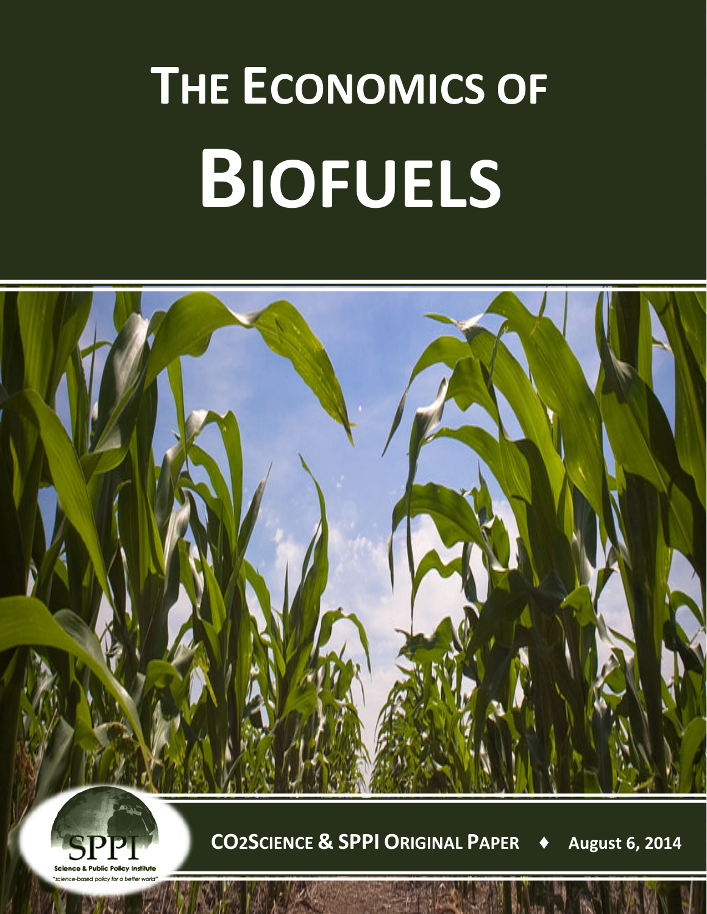# THE ECONOMICS OF BIOFUELS

SPPI

Science & Public Policy Institute

"science-based policy for a better world"

**CO2SCIENCE & SPPI ORIGINAL PAPER ♦ August 6, 2014**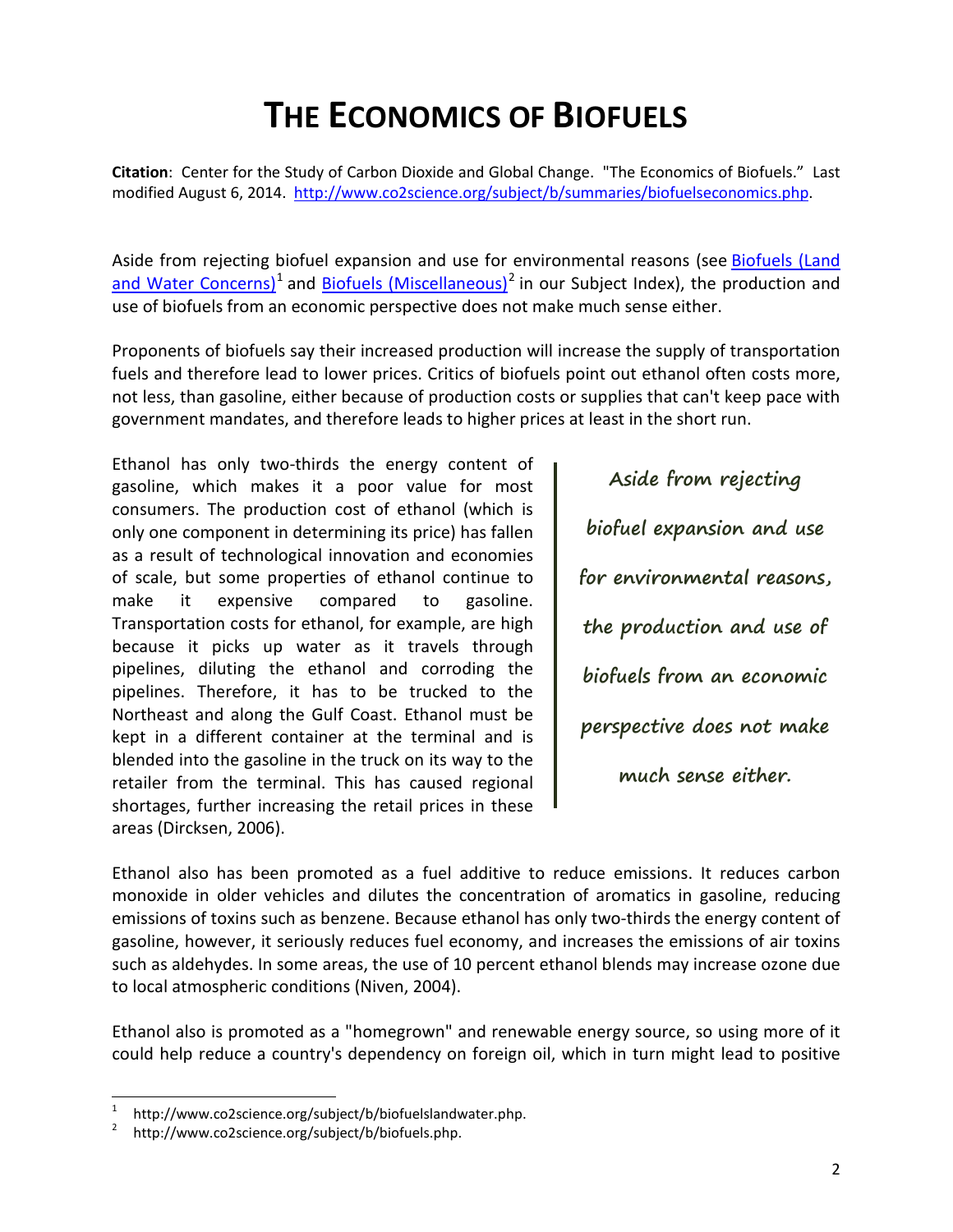# The Economics of Biofuels

**Citation**: Center for the Study of Carbon Dioxide and Global Change. "The Economics of Biofuels." Last modified August 6, 2014. http://www.co2science.org/subject/b/summaries/biofuelseconomics.php.

Aside from rejecting biofuel expansion and use for environmental reasons (see Biofuels (Land and Water Concerns)[1] and Biofuels (Miscellaneous)[2] in our Subject Index), the production and use of biofuels from an economic perspective does not make much sense either.

Proponents of biofuels say their increased production will increase the supply of transportation fuels and therefore lead to lower prices. Critics of biofuels point out ethanol often costs more, not less, than gasoline, either because of production costs or supplies that can't keep pace with government mandates, and therefore leads to higher prices at least in the short run.

Ethanol has only two-thirds the energy content of gasoline, which makes it a poor value for most consumers. The production cost of ethanol (which is only one component in determining its price) has fallen as a result of technological innovation and economies of scale, but some properties of ethanol continue to make it expensive compared to gasoline. Transportation costs for ethanol, for example, are high because it picks up water as it travels through pipelines, diluting the ethanol and corroding the pipelines. Therefore, it has to be trucked to the Northeast and along the Gulf Coast. Ethanol must be kept in a different container at the terminal and is blended into the gasoline in the truck on its way to the retailer from the terminal. This has caused regional shortages, further increasing the retail prices in these areas (Dirckson, 2006).

> *Aside from rejecting biofuel expansion and use for environmental reasons, the production and use of biofuels from an economic perspective does not make much sense either.*

Ethanol also has been promoted as a fuel additive to reduce emissions. It reduces carbon monoxide in older vehicles and dilutes the concentration of aromatics in gasoline, reducing emissions of toxins such as benzene. Because ethanol has only two-thirds the energy content of gasoline, however, it seriously reduces fuel economy, and increases the emissions of air toxins such as aldehydes. In some areas, the use of 10 percent ethanol blends may increase ozone due to local atmospheric conditions (Niven, 2004).

Ethanol also is promoted as a "homegrown" and renewable energy source, so using more of it could help reduce a country's dependency on foreign oil, which in turn might lead to positive

[1] http://www.co2science.org/subject/b/biofuelslandwater.php.

[2] http://www.co2science.org/subject/b/biofuels.php.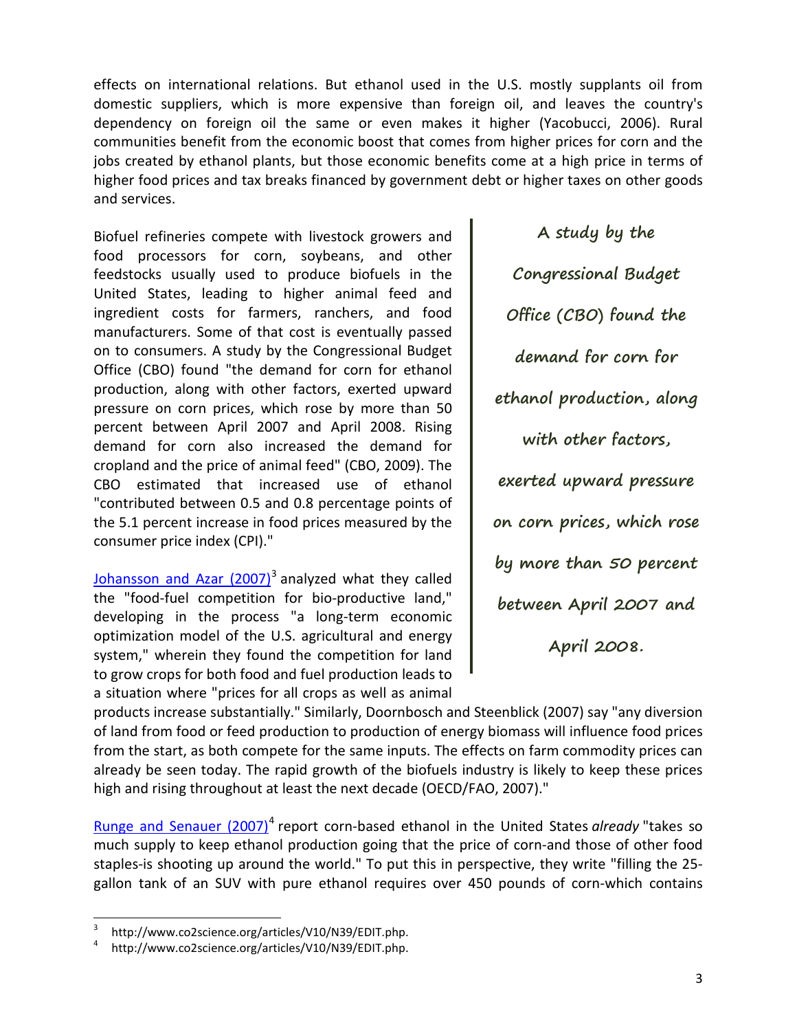effects on international relations. But ethanol used in the U.S. mostly supplants oil from domestic suppliers, which is more expensive than foreign oil, and leaves the country's dependency on foreign oil the same or even makes it higher (Yacobucci, 2006). Rural communities benefit from the economic boost that comes from higher prices for corn and the jobs created by ethanol plants, but those economic benefits come at a high price in terms of higher food prices and tax breaks financed by government debt or higher taxes on other goods and services.

Biofuel refineries compete with livestock growers and food processors for corn, soybeans, and other feedstocks usually used to produce biofuels in the United States, leading to higher animal feed and ingredient costs for farmers, ranchers, and food manufacturers. Some of that cost is eventually passed on to consumers. A study by the Congressional Budget Office (CBO) found "the demand for corn for ethanol production, along with other factors, exerted upward pressure on corn prices, which rose by more than 50 percent between April 2007 and April 2008. Rising demand for corn also increased the demand for cropland and the price of animal feed" (CBO, 2009). The CBO estimated that increased use of ethanol "contributed between 0.5 and 0.8 percentage points of the 5.1 percent increase in food prices measured by the consumer price index (CPI)."

> *A study by the Congressional Budget Office (CBO) found the demand for corn for ethanol production, along with other factors, exerted upward pressure on corn prices, which rose by more than 50 percent between April 2007 and April 2008.*

Johansson and Azar (2007)[3] analyzed what they called the "food-fuel competition for bio-productive land," developing in the process "a long-term economic optimization model of the U.S. agricultural and energy system," wherein they found the competition for land to grow crops for both food and fuel production leads to a situation where "prices for all crops as well as animal products increase substantially." Similarly, Doornbosch and Steenblick (2007) say "any diversion of land from food or feed production to production of energy biomass will influence food prices from the start, as both compete for the same inputs. The effects on farm commodity prices can already be seen today. The rapid growth of the biofuels industry is likely to keep these prices high and rising throughout at least the next decade (OECD/FAO, 2007)."

Runge and Senauer (2007)[4] report corn-based ethanol in the United States *already* "takes so much supply to keep ethanol production going that the price of corn-and those of other food staples-is shooting up around the world." To put this in perspective, they write "filling the 25-gallon tank of an SUV with pure ethanol requires over 450 pounds of corn-which contains

---

[3] http://www.co2science.org/articles/V10/N39/EDIT.php.

[4] http://www.co2science.org/articles/V10/N39/EDIT.php.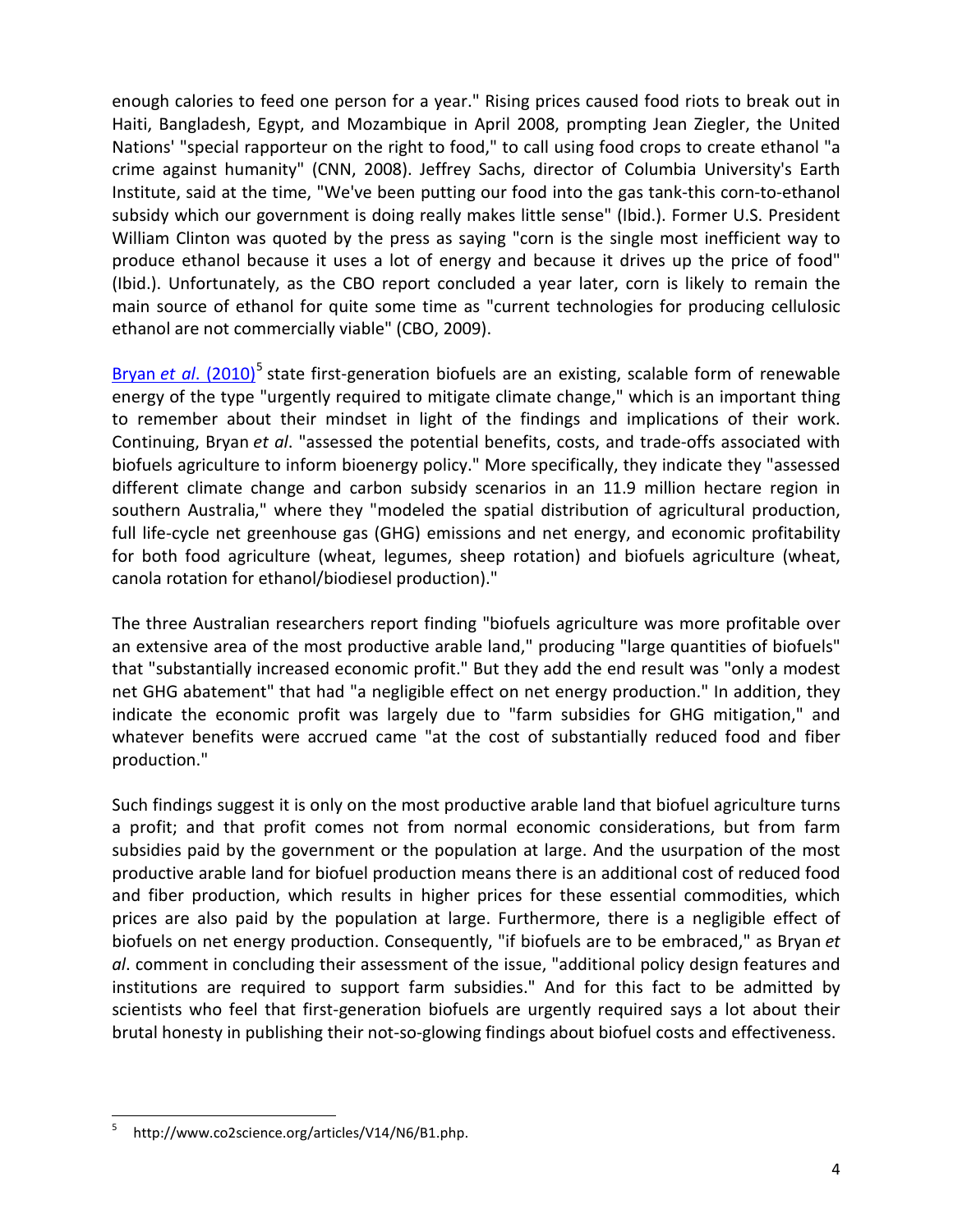enough calories to feed one person for a year." Rising prices caused food riots to break out in Haiti, Bangladesh, Egypt, and Mozambique in April 2008, prompting Jean Ziegler, the United Nations' "special rapporteur on the right to food," to call using food crops to create ethanol "a crime against humanity" (CNN, 2008). Jeffrey Sachs, director of Columbia University's Earth Institute, said at the time, "We've been putting our food into the gas tank-this corn-to-ethanol subsidy which our government is doing really makes little sense" (Ibid.). Former U.S. President William Clinton was quoted by the press as saying "corn is the single most inefficient way to produce ethanol because it uses a lot of energy and because it drives up the price of food" (Ibid.). Unfortunately, as the CBO report concluded a year later, corn is likely to remain the main source of ethanol for quite some time as "current technologies for producing cellulosic ethanol are not commercially viable" (CBO, 2009).

Bryan *et al*. (2010)[5] state first-generation biofuels are an existing, scalable form of renewable energy of the type "urgently required to mitigate climate change," which is an important thing to remember about their mindset in light of the findings and implications of their work. Continuing, Bryan *et al*. "assessed the potential benefits, costs, and trade-offs associated with biofuels agriculture to inform bioenergy policy." More specifically, they indicate they "assessed different climate change and carbon subsidy scenarios in an 11.9 million hectare region in southern Australia," where they "modeled the spatial distribution of agricultural production, full life-cycle net greenhouse gas (GHG) emissions and net energy, and economic profitability for both food agriculture (wheat, legumes, sheep rotation) and biofuels agriculture (wheat, canola rotation for ethanol/biodiesel production)."

The three Australian researchers report finding "biofuels agriculture was more profitable over an extensive area of the most productive arable land," producing "large quantities of biofuels" that "substantially increased economic profit." But they add the end result was "only a modest net GHG abatement" that had "a negligible effect on net energy production." In addition, they indicate the economic profit was largely due to "farm subsidies for GHG mitigation," and whatever benefits were accrued came "at the cost of substantially reduced food and fiber production."

Such findings suggest it is only on the most productive arable land that biofuel agriculture turns a profit; and that profit comes not from normal economic considerations, but from farm subsidies paid by the government or the population at large. And the usurpation of the most productive arable land for biofuel production means there is an additional cost of reduced food and fiber production, which results in higher prices for these essential commodities, which prices are also paid by the population at large. Furthermore, there is a negligible effect of biofuels on net energy production. Consequently, "if biofuels are to be embraced," as Bryan *et al*. comment in concluding their assessment of the issue, "additional policy design features and institutions are required to support farm subsidies." And for this fact to be admitted by scientists who feel that first-generation biofuels are urgently required says a lot about their brutal honesty in publishing their not-so-glowing findings about biofuel costs and effectiveness.

---

[5] http://www.co2science.org/articles/V14/N6/B1.php.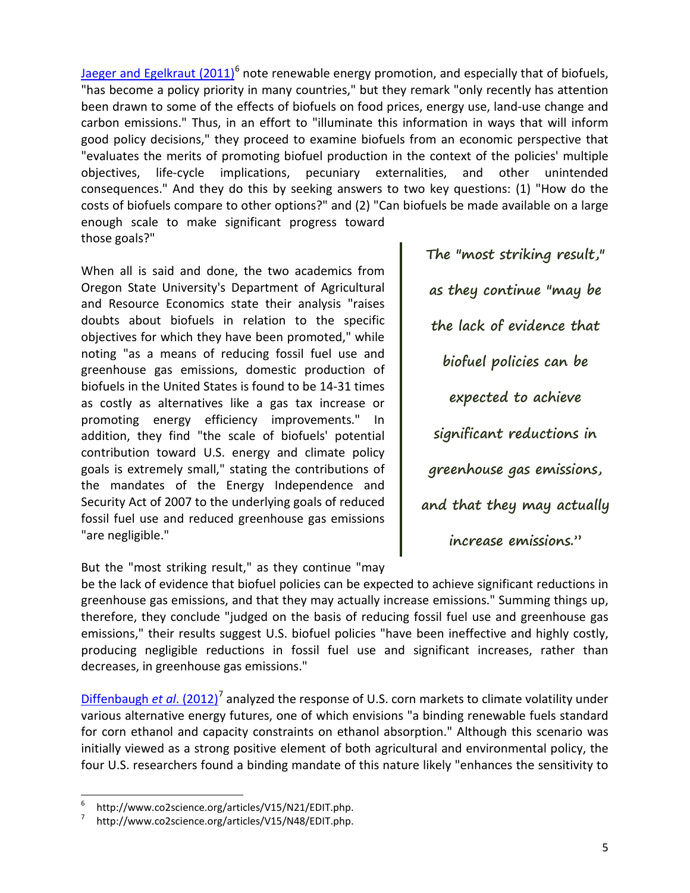Jaeger and Egelkraut (2011)[6] note renewable energy promotion, and especially that of biofuels, "has become a policy priority in many countries," but they remark "only recently has attention been drawn to some of the effects of biofuels on food prices, energy use, land-use change and carbon emissions." Thus, in an effort to "illuminate this information in ways that will inform good policy decisions," they proceed to examine biofuels from an economic perspective that "evaluates the merits of promoting biofuel production in the context of the policies' multiple objectives, life-cycle implications, pecuniary externalities, and other unintended consequences." And they do this by seeking answers to two key questions: (1) "How do the costs of biofuels compare to other options?" and (2) "Can biofuels be made available on a large enough scale to make significant progress toward those goals?"

When all is said and done, the two academics from Oregon State University's Department of Agricultural and Resource Economics state their analysis "raises doubts about biofuels in relation to the specific objectives for which they have been promoted," while noting "as a means of reducing fossil fuel use and greenhouse gas emissions, domestic production of biofuels in the United States is found to be 14-31 times as costly as alternatives like a gas tax increase or promoting energy efficiency improvements." In addition, they find "the scale of biofuels' potential contribution toward U.S. energy and climate policy goals is extremely small," stating the contributions of the mandates of the Energy Independence and Security Act of 2007 to the underlying goals of reduced fossil fuel use and reduced greenhouse gas emissions "are negligible."

> The "most striking result," as they continue "may be the lack of evidence that biofuel policies can be expected to achieve significant reductions in greenhouse gas emissions, and that they may actually increase emissions."

But the "most striking result," as they continue "may be the lack of evidence that biofuel policies can be expected to achieve significant reductions in greenhouse gas emissions, and that they may actually increase emissions." Summing things up, therefore, they conclude "judged on the basis of reducing fossil fuel use and greenhouse gas emissions," their results suggest U.S. biofuel policies "have been ineffective and highly costly, producing negligible reductions in fossil fuel use and significant increases, rather than decreases, in greenhouse gas emissions."

Diffenbaugh *et al*. (2012)[7] analyzed the response of U.S. corn markets to climate volatility under various alternative energy futures, one of which envisions "a binding renewable fuels standard for corn ethanol and capacity constraints on ethanol absorption." Although this scenario was initially viewed as a strong positive element of both agricultural and environmental policy, the four U.S. researchers found a binding mandate of this nature likely "enhances the sensitivity to

---

6 http://www.co2science.org/articles/V15/N21/EDIT.php.

7 http://www.co2science.org/articles/V15/N48/EDIT.php.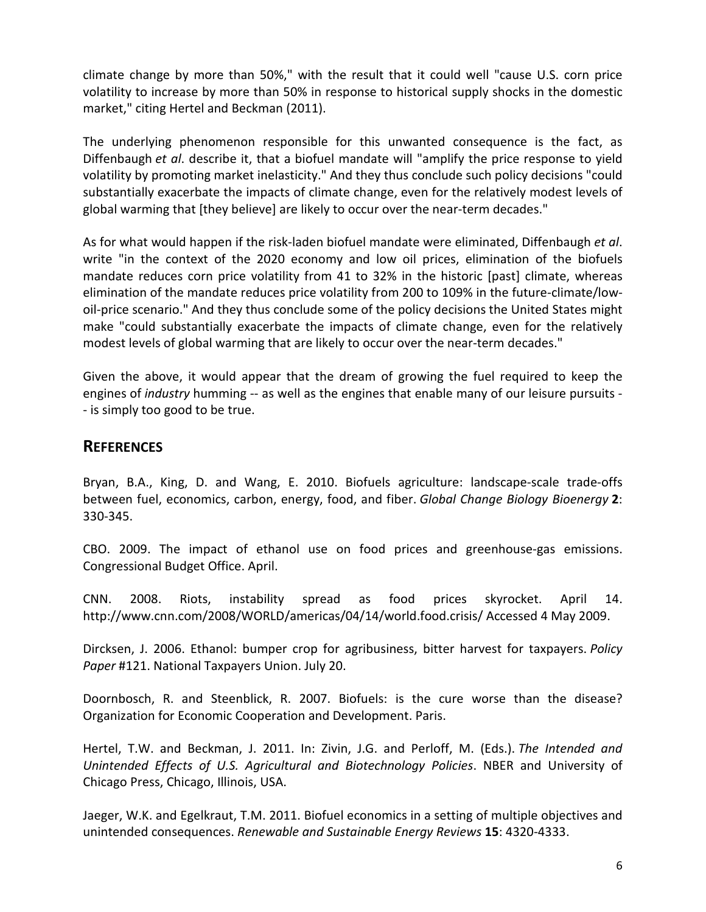climate change by more than 50%," with the result that it could well "cause U.S. corn price volatility to increase by more than 50% in response to historical supply shocks in the domestic market," citing Hertel and Beckman (2011).

The underlying phenomenon responsible for this unwanted consequence is the fact, as Diffenbaugh *et al*. describe it, that a biofuel mandate will "amplify the price response to yield volatility by promoting market inelasticity." And they thus conclude such policy decisions "could substantially exacerbate the impacts of climate change, even for the relatively modest levels of global warming that [they believe] are likely to occur over the near-term decades."

As for what would happen if the risk-laden biofuel mandate were eliminated, Diffenbaugh *et al*. write "in the context of the 2020 economy and low oil prices, elimination of the biofuels mandate reduces corn price volatility from 41 to 32% in the historic [past] climate, whereas elimination of the mandate reduces price volatility from 200 to 109% in the future-climate/low-oil-price scenario." And they thus conclude some of the policy decisions the United States might make "could substantially exacerbate the impacts of climate change, even for the relatively modest levels of global warming that are likely to occur over the near-term decades."

Given the above, it would appear that the dream of growing the fuel required to keep the engines of *industry* humming -- as well as the engines that enable many of our leisure pursuits -- is simply too good to be true.

## REFERENCES

Bryan, B.A., King, D. and Wang, E. 2010. Biofuels agriculture: landscape-scale trade-offs between fuel, economics, carbon, energy, food, and fiber. *Global Change Biology Bioenergy* **2**: 330-345.

CBO. 2009. The impact of ethanol use on food prices and greenhouse-gas emissions. Congressional Budget Office. April.

CNN. 2008. Riots, instability spread as food prices skyrocket. April 14. http://www.cnn.com/2008/WORLD/americas/04/14/world.food.crisis/ Accessed 4 May 2009.

Dircksen, J. 2006. Ethanol: bumper crop for agribusiness, bitter harvest for taxpayers. *Policy Paper* #121. National Taxpayers Union. July 20.

Doornbosch, R. and Steenblick, R. 2007. Biofuels: is the cure worse than the disease? Organization for Economic Cooperation and Development. Paris.

Hertel, T.W. and Beckman, J. 2011. In: Zivin, J.G. and Perloff, M. (Eds.). *The Intended and Unintended Effects of U.S. Agricultural and Biotechnology Policies*. NBER and University of Chicago Press, Chicago, Illinois, USA.

Jaeger, W.K. and Egelkraut, T.M. 2011. Biofuel economics in a setting of multiple objectives and unintended consequences. *Renewable and Sustainable Energy Reviews* **15**: 4320-4333.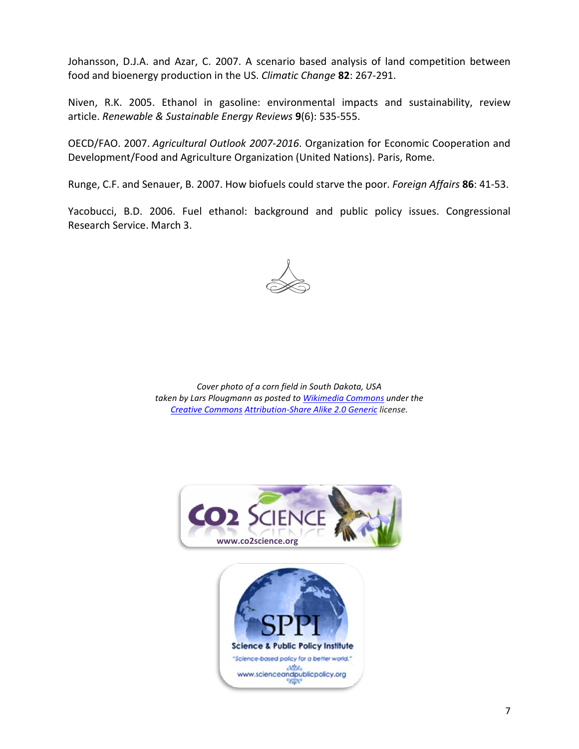Johansson, D.J.A. and Azar, C. 2007. A scenario based analysis of land competition between food and bioenergy production in the US. *Climatic Change* **82**: 267-291.

Niven, R.K. 2005. Ethanol in gasoline: environmental impacts and sustainability, review article. *Renewable & Sustainable Energy Reviews* **9**(6): 535-555.

OECD/FAO. 2007. *Agricultural Outlook 2007-2016*. Organization for Economic Cooperation and Development/Food and Agriculture Organization (United Nations). Paris, Rome.

Runge, C.F. and Senauer, B. 2007. How biofuels could starve the poor. *Foreign Affairs* **86**: 41-53.

Yacobucci, B.D. 2006. Fuel ethanol: background and public policy issues. Congressional Research Service. March 3.

*Cover photo of a corn field in South Dakota, USA taken by Lars Plougmann as posted to Wikimedia Commons under the Creative Commons Attribution-Share Alike 2.0 Generic license.*

CO2 SCIENCE
www.co2science.org

SPPI
Science & Public Policy Institute
"Science-based policy for a better world."
www.scienceandpublicpolicy.org